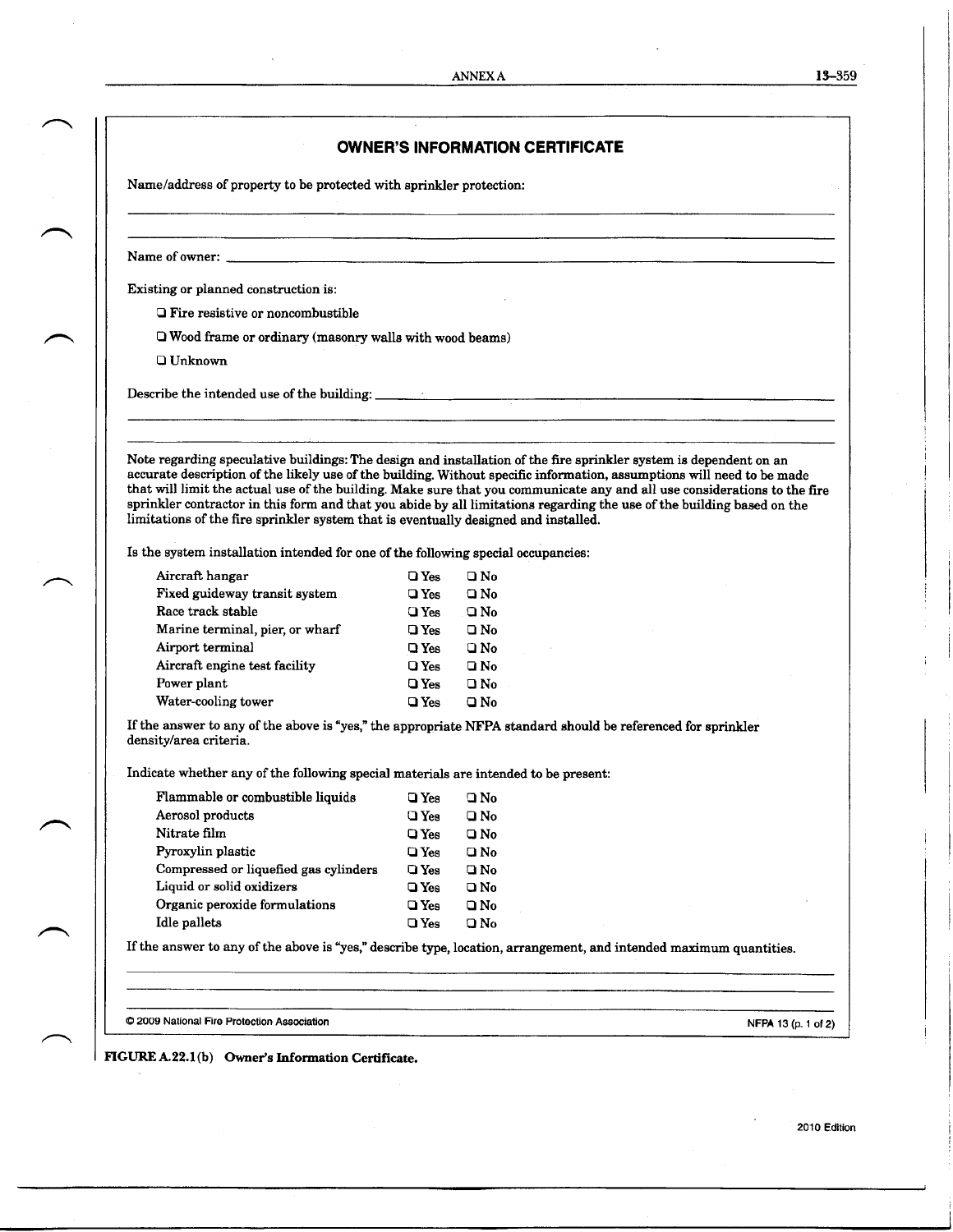# OWNER'S INFORMATION CERTIFICATE

Name/address of property to be protected with sprinkler protection:

______________________________________________________________________

______________________________________________________________________

Name of owner: ______________________________________________________

Existing or planned construction is:

- ❑ Fire resistive or noncombustible
- ❑ Wood frame or ordinary (masonry walls with wood beams)
- ❑ Unknown

Describe the intended use of the building: ______________________________

______________________________________________________________________

______________________________________________________________________

Note regarding speculative buildings: The design and installation of the fire sprinkler system is dependent on an accurate description of the likely use of the building. Without specific information, assumptions will need to be made that will limit the actual use of the building. Make sure that you communicate any and all use considerations to the fire sprinkler contractor in this form and that you abide by all limitations regarding the use of the building based on the limitations of the fire sprinkler system that is eventually designed and installed.

Is the system installation intended for one of the following special occupancies:

| | | |
|---|---|---|
| Aircraft hangar | ❑ Yes | ❑ No |
| Fixed guideway transit system | ❑ Yes | ❑ No |
| Race track stable | ❑ Yes | ❑ No |
| Marine terminal, pier, or wharf | ❑ Yes | ❑ No |
| Airport terminal | ❑ Yes | ❑ No |
| Aircraft engine test facility | ❑ Yes | ❑ No |
| Power plant | ❑ Yes | ❑ No |
| Water-cooling tower | ❑ Yes | ❑ No |

If the answer to any of the above is "yes," the appropriate NFPA standard should be referenced for sprinkler density/area criteria.

Indicate whether any of the following special materials are intended to be present:

| | | |
|---|---|---|
| Flammable or combustible liquids | ❑ Yes | ❑ No |
| Aerosol products | ❑ Yes | ❑ No |
| Nitrate film | ❑ Yes | ❑ No |
| Pyroxylin plastic | ❑ Yes | ❑ No |
| Compressed or liquefied gas cylinders | ❑ Yes | ❑ No |
| Liquid or solid oxidizers | ❑ Yes | ❑ No |
| Organic peroxide formulations | ❑ Yes | ❑ No |
| Idle pallets | ❑ Yes | ❑ No |

If the answer to any of the above is "yes," describe type, location, arrangement, and intended maximum quantities.

______________________________________________________________________

______________________________________________________________________

© 2009 National Fire Protection Association — NFPA 13 (p. 1 of 2)

**FIGURE A.22.1(b) Owner's Information Certificate.**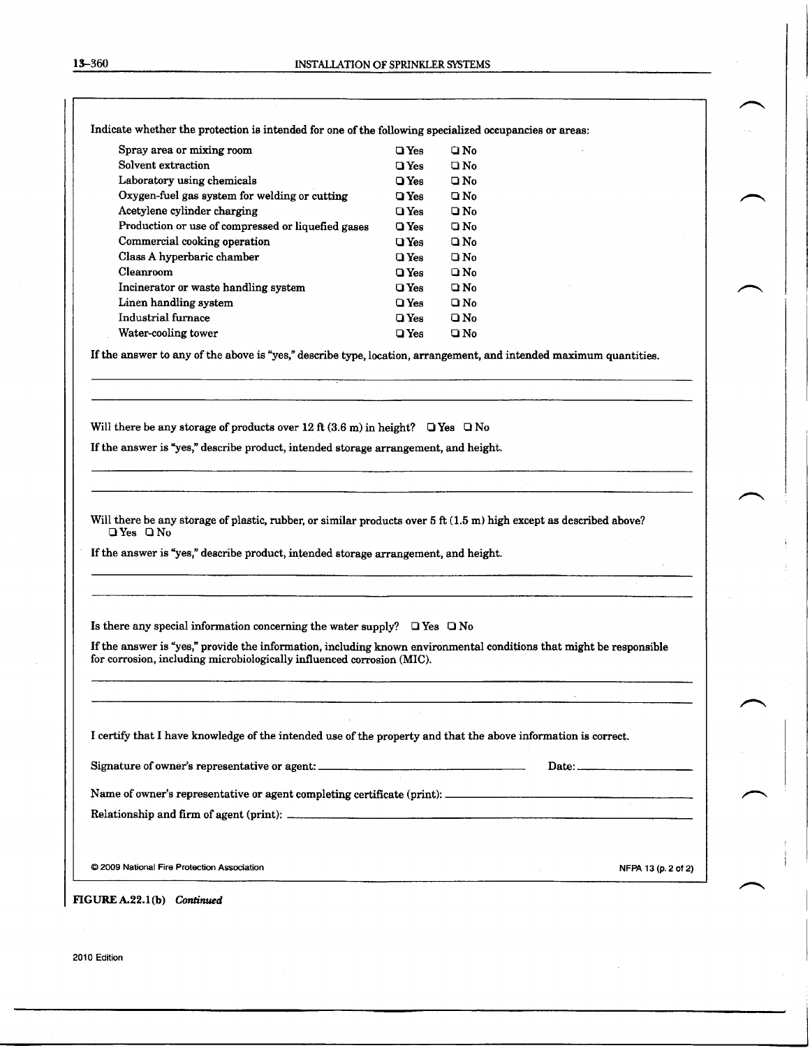Indicate whether the protection is intended for one of the following specialized occupancies or areas:

| | | |
|---|---|---|
| Spray area or mixing room | ❑ Yes | ❑ No |
| Solvent extraction | ❑ Yes | ❑ No |
| Laboratory using chemicals | ❑ Yes | ❑ No |
| Oxygen-fuel gas system for welding or cutting | ❑ Yes | ❑ No |
| Acetylene cylinder charging | ❑ Yes | ❑ No |
| Production or use of compressed or liquefied gases | ❑ Yes | ❑ No |
| Commercial cooking operation | ❑ Yes | ❑ No |
| Class A hyperbaric chamber | ❑ Yes | ❑ No |
| Cleanroom | ❑ Yes | ❑ No |
| Incinerator or waste handling system | ❑ Yes | ❑ No |
| Linen handling system | ❑ Yes | ❑ No |
| Industrial furnace | ❑ Yes | ❑ No |
| Water-cooling tower | ❑ Yes | ❑ No |

If the answer to any of the above is "yes," describe type, location, arrangement, and intended maximum quantities.

______________________________________________________________________

______________________________________________________________________

Will there be any storage of products over 12 ft (3.6 m) in height? ❑ Yes ❑ No

If the answer is "yes," describe product, intended storage arrangement, and height.

______________________________________________________________________

______________________________________________________________________

Will there be any storage of plastic, rubber, or similar products over 5 ft (1.5 m) high except as described above? ❑ Yes ❑ No

If the answer is "yes," describe product, intended storage arrangement, and height.

______________________________________________________________________

______________________________________________________________________

Is there any special information concerning the water supply? ❑ Yes ❑ No

If the answer is "yes," provide the information, including known environmental conditions that might be responsible for corrosion, including microbiologically influenced corrosion (MIC).

______________________________________________________________________

______________________________________________________________________

I certify that I have knowledge of the intended use of the property and that the above information is correct.

Signature of owner's representative or agent: ______________________ Date: ____________

Name of owner's representative or agent completing certificate (print): ______________________

Relationship and firm of agent (print): ______________________

© 2009 National Fire Protection Association NFPA 13 (p. 2 of 2)

**FIGURE A.22.1(b)** *Continued*